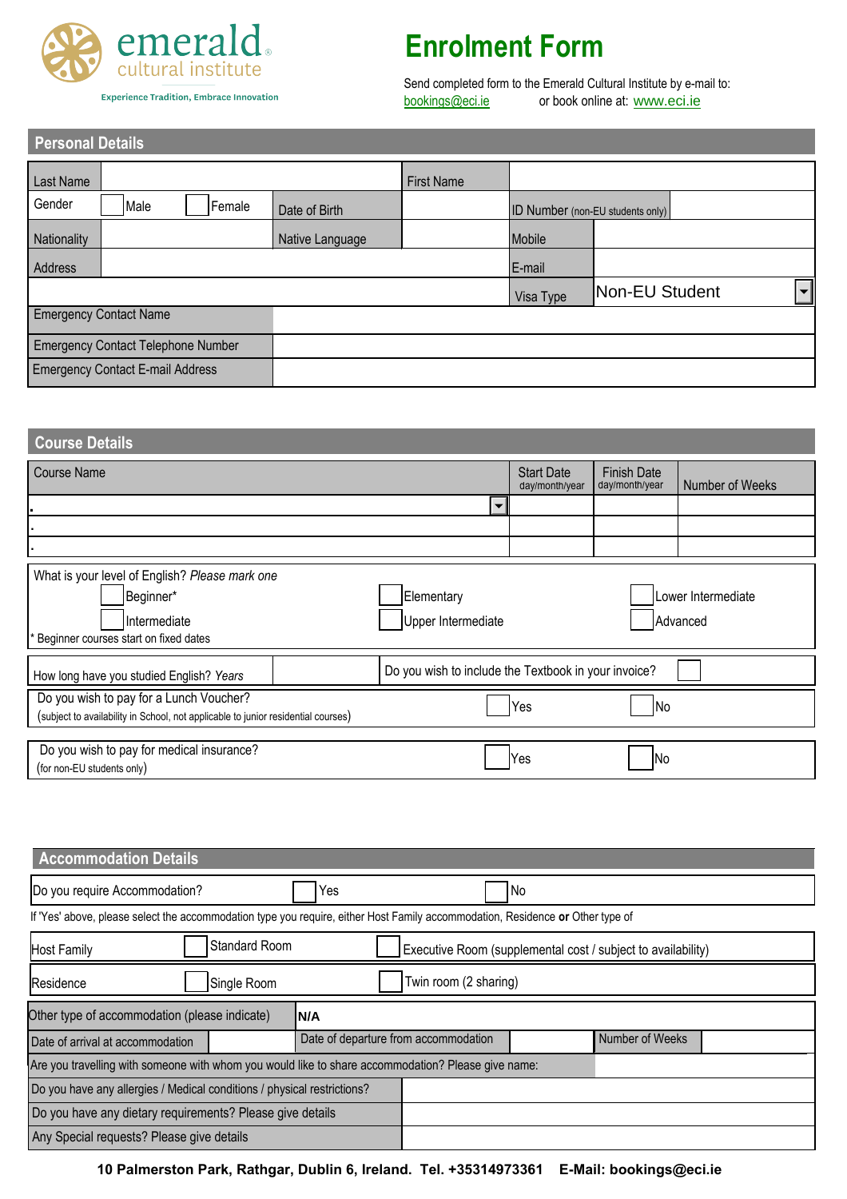emerald
cultural institute

Experience Tradition, Embrace Innovation

# Enrolment Form

Send completed form to the Emerald Cultural Institute by e-mail to:
bookings@eci.ie or book online at: www.eci.ie

## Personal Details

| Last Name | | | | First Name | |
|---|---|---|---|---|---|
| Gender | Male | Female | Date of Birth | | ID Number (non-EU students only) |
| Nationality | | | Native Language | | Mobile |
| Address | | | | | E-mail |
| | | | | Visa Type | Non-EU Student |
| Emergency Contact Name | | | | | |
| Emergency Contact Telephone Number | | | | | |
| Emergency Contact E-mail Address | | | | | |

## Course Details

| Course Name | Start Date day/month/year | Finish Date day/month/year | Number of Weeks |
|---|---|---|---|
| . | | | |
| . | | | |
| . | | | |

What is your level of English? *Please mark one*

- Beginner*
- Elementary
- Lower Intermediate
- Intermediate
- Upper Intermediate
- Advanced

* Beginner courses start on fixed dates

How long have you studied English? *Years*

Do you wish to include the Textbook in your invoice?

Do you wish to pay for a Lunch Voucher? Yes / No
(subject to availability in School, not applicable to junior residential courses)

Do you wish to pay for medical insurance? Yes / No
(for non-EU students only)

## Accommodation Details

Do you require Accommodation? Yes / No

If 'Yes' above, please select the accommodation type you require, either Host Family accommodation, Residence **or** Other type of

| Host Family | Standard Room | Executive Room (supplemental cost / subject to availability) |
|---|---|---|
| Residence | Single Room | Twin room (2 sharing) |

| Other type of accommodation (please indicate) | **N/A** | | | | |
|---|---|---|---|---|---|
| Date of arrival at accommodation | | Date of departure from accommodation | | Number of Weeks | |

| Are you travelling with someone with whom you would like to share accommodation? Please give name: | |
|---|---|
| Do you have any allergies / Medical conditions / physical restrictions? | |
| Do you have any dietary requirements? Please give details | |
| Any Special requests? Please give details | |

**10 Palmerston Park, Rathgar, Dublin 6, Ireland. Tel. +35314973361 E-Mail: bookings@eci.ie**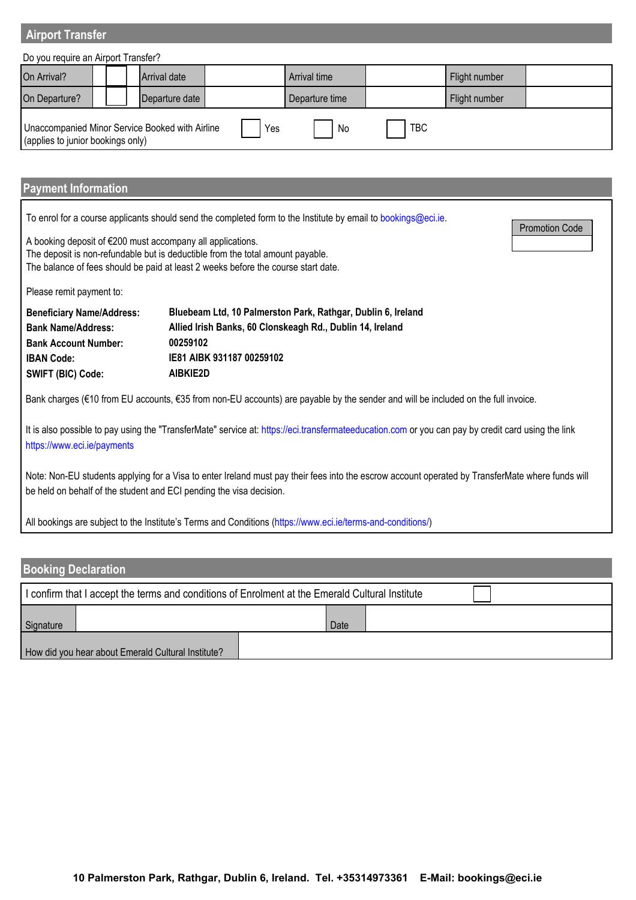## Airport Transfer

Do you require an Airport Transfer?

| | | | | | | | |
|---|---|---|---|---|---|---|---|
| On Arrival? | | Arrival date | | Arrival time | | Flight number | |
| On Departure? | | Departure date | | Departure time | | Flight number | |

Unaccompanied Minor Service Booked with Airline (applies to junior bookings only) ☐ Yes ☐ No ☐ TBC

## Payment Information

To enrol for a course applicants should send the completed form to the Institute by email to bookings@eci.ie.

| Promotion Code |
|---|
| |

A booking deposit of €200 must accompany all applications.
The deposit is non-refundable but is deductible from the total amount payable.
The balance of fees should be paid at least 2 weeks before the course start date.

Please remit payment to:

| | |
|---|---|
| **Beneficiary Name/Address:** | **Bluebeam Ltd, 10 Palmerston Park, Rathgar, Dublin 6, Ireland** |
| **Bank Name/Address:** | **Allied Irish Banks, 60 Clonskeagh Rd., Dublin 14, Ireland** |
| **Bank Account Number:** | **00259102** |
| **IBAN Code:** | **IE81 AIBK 931187 00259102** |
| **SWIFT (BIC) Code:** | **AIBKIE2D** |

Bank charges (€10 from EU accounts, €35 from non-EU accounts) are payable by the sender and will be included on the full invoice.

It is also possible to pay using the "TransferMate" service at: https://eci.transfermateeducation.com or you can pay by credit card using the link https://www.eci.ie/payments

Note: Non-EU students applying for a Visa to enter Ireland must pay their fees into the escrow account operated by TransferMate where funds will be held on behalf of the student and ECI pending the visa decision.

All bookings are subject to the Institute's Terms and Conditions (https://www.eci.ie/terms-and-conditions/)

## Booking Declaration

I confirm that I accept the terms and conditions of Enrolment at the Emerald Cultural Institute ☐

| | | | |
|---|---|---|---|
| Signature | | Date | |
| How did you hear about Emerald Cultural Institute? | | | |

**10 Palmerston Park, Rathgar, Dublin 6, Ireland. Tel. +35314973361 E-Mail: bookings@eci.ie**